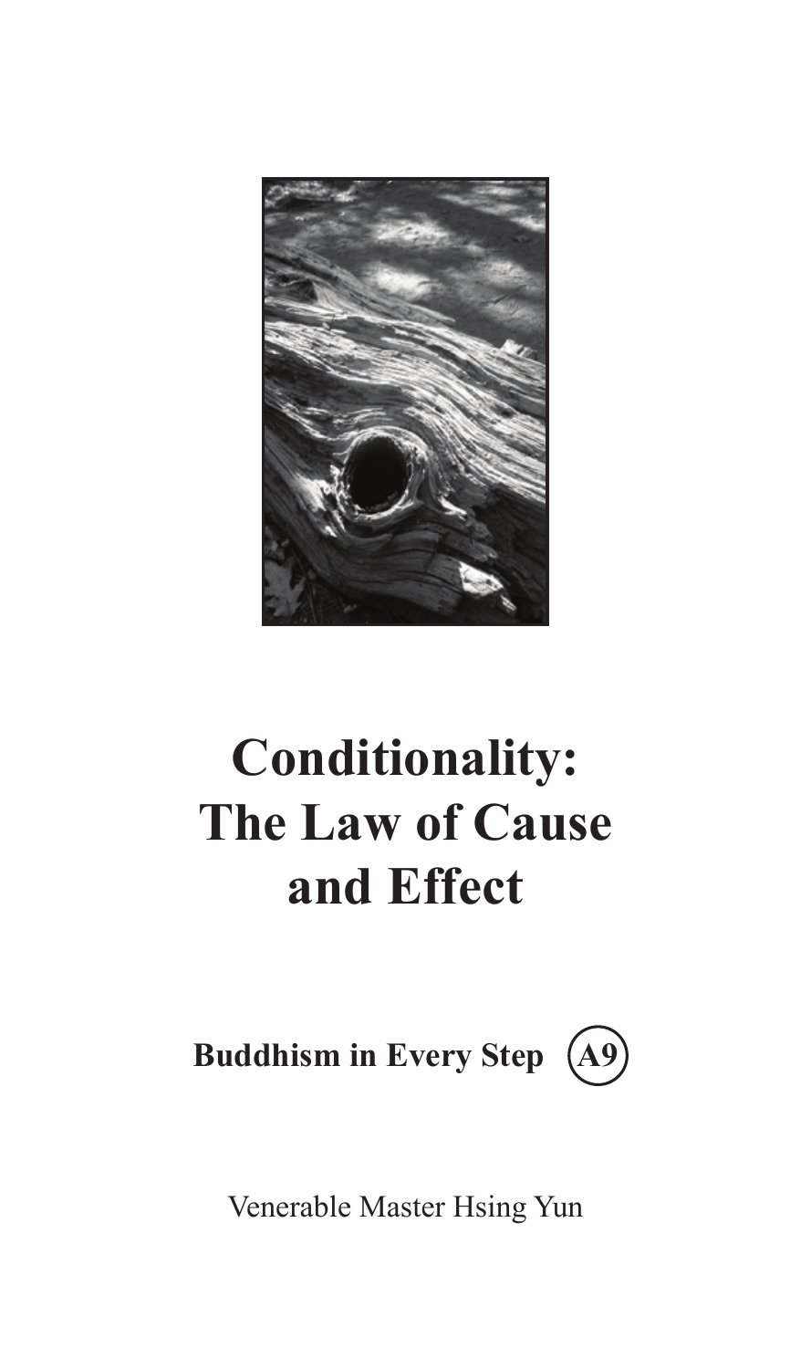# Conditionality: The Law of Cause and Effect

**Buddhism in Every Step** **(A9)**

Venerable Master Hsing Yun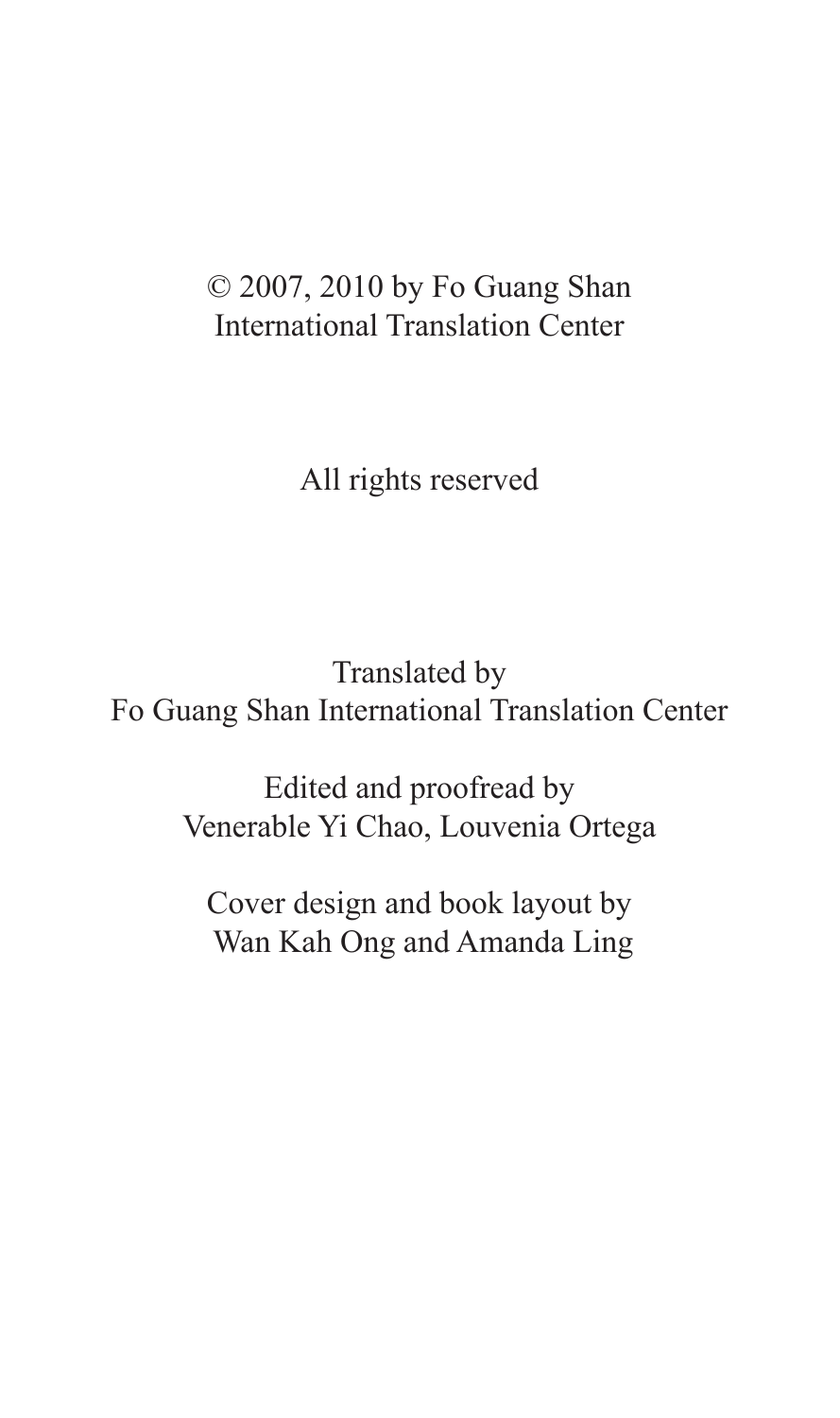© 2007, 2010 by Fo Guang Shan International Translation Center

All rights reserved

Translated by
Fo Guang Shan International Translation Center

Edited and proofread by
Venerable Yi Chao, Louvenia Ortega

Cover design and book layout by
Wan Kah Ong and Amanda Ling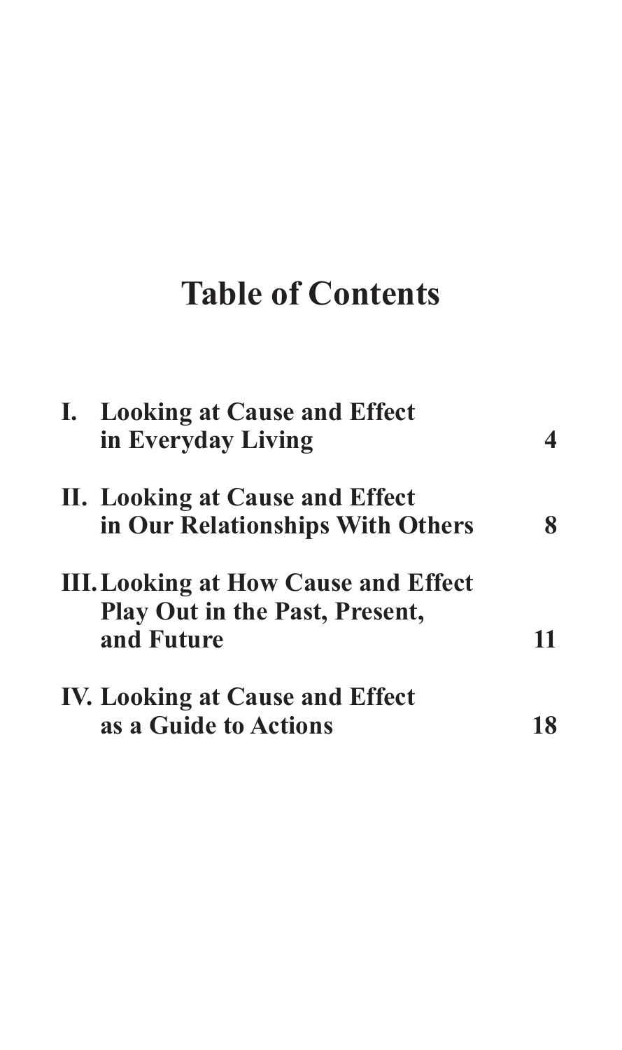# Table of Contents

| | | |
|---|---|---|
| I. | **Looking at Cause and Effect in Everyday Living** | **4** |
| II. | **Looking at Cause and Effect in Our Relationships With Others** | **8** |
| III. | **Looking at How Cause and Effect Play Out in the Past, Present, and Future** | **11** |
| IV. | **Looking at Cause and Effect as a Guide to Actions** | **18** |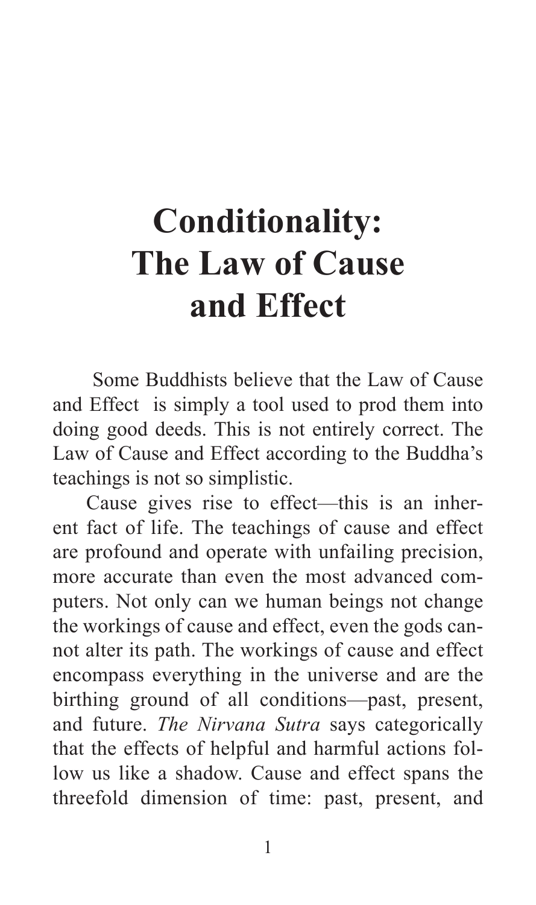# Conditionality: The Law of Cause and Effect

Some Buddhists believe that the Law of Cause and Effect is simply a tool used to prod them into doing good deeds. This is not entirely correct. The Law of Cause and Effect according to the Buddha's teachings is not so simplistic.

Cause gives rise to effect—this is an inherent fact of life. The teachings of cause and effect are profound and operate with unfailing precision, more accurate than even the most advanced computers. Not only can we human beings not change the workings of cause and effect, even the gods cannot alter its path. The workings of cause and effect encompass everything in the universe and are the birthing ground of all conditions—past, present, and future. *The Nirvana Sutra* says categorically that the effects of helpful and harmful actions follow us like a shadow. Cause and effect spans the threefold dimension of time: past, present, and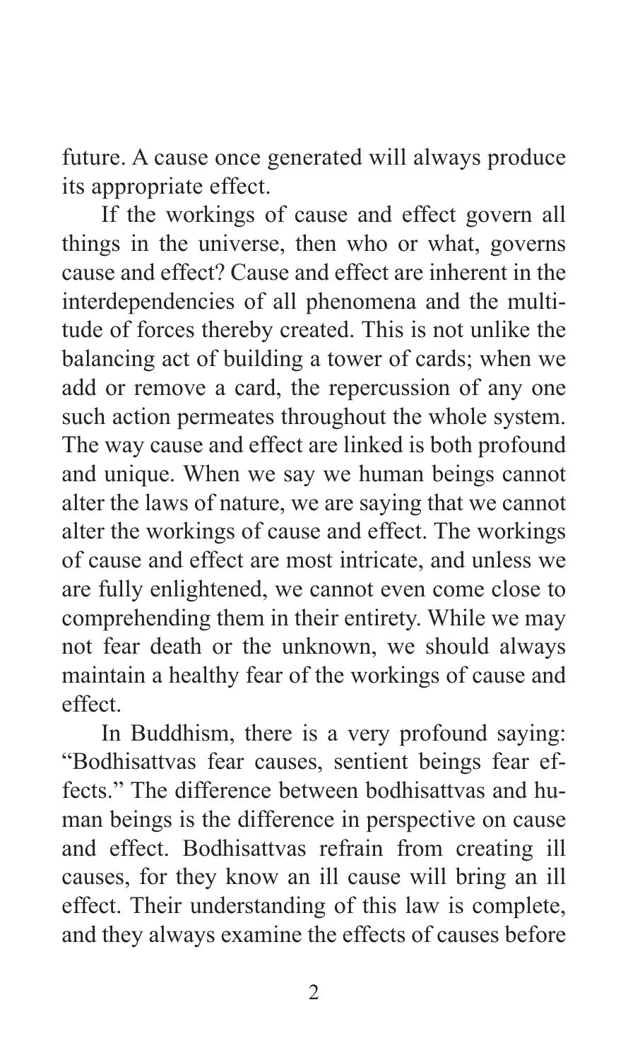future. A cause once generated will always produce its appropriate effect.

If the workings of cause and effect govern all things in the universe, then who or what, governs cause and effect? Cause and effect are inherent in the interdependencies of all phenomena and the multitude of forces thereby created. This is not unlike the balancing act of building a tower of cards; when we add or remove a card, the repercussion of any one such action permeates throughout the whole system. The way cause and effect are linked is both profound and unique. When we say we human beings cannot alter the laws of nature, we are saying that we cannot alter the workings of cause and effect. The workings of cause and effect are most intricate, and unless we are fully enlightened, we cannot even come close to comprehending them in their entirety. While we may not fear death or the unknown, we should always maintain a healthy fear of the workings of cause and effect.

In Buddhism, there is a very profound saying: "Bodhisattvas fear causes, sentient beings fear effects." The difference between bodhisattvas and human beings is the difference in perspective on cause and effect. Bodhisattvas refrain from creating ill causes, for they know an ill cause will bring an ill effect. Their understanding of this law is complete, and they always examine the effects of causes before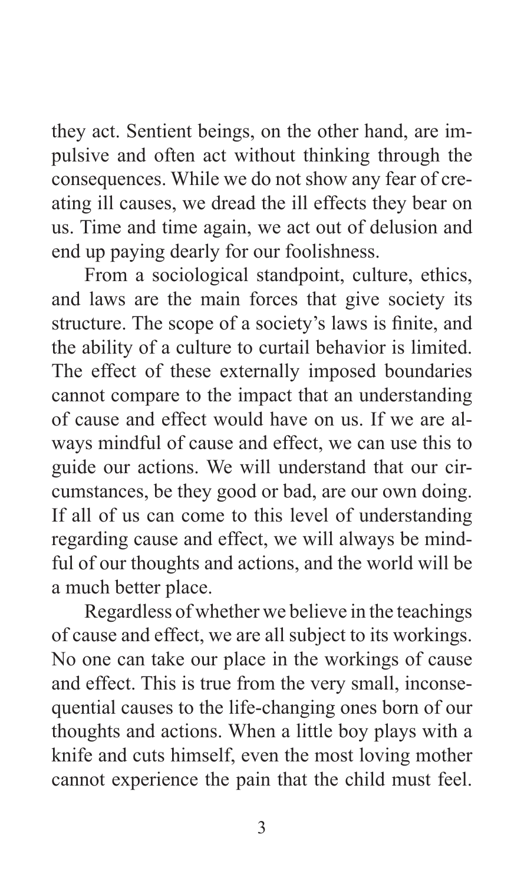they act. Sentient beings, on the other hand, are impulsive and often act without thinking through the consequences. While we do not show any fear of creating ill causes, we dread the ill effects they bear on us. Time and time again, we act out of delusion and end up paying dearly for our foolishness.

From a sociological standpoint, culture, ethics, and laws are the main forces that give society its structure. The scope of a society's laws is finite, and the ability of a culture to curtail behavior is limited. The effect of these externally imposed boundaries cannot compare to the impact that an understanding of cause and effect would have on us. If we are always mindful of cause and effect, we can use this to guide our actions. We will understand that our circumstances, be they good or bad, are our own doing. If all of us can come to this level of understanding regarding cause and effect, we will always be mindful of our thoughts and actions, and the world will be a much better place.

Regardless of whether we believe in the teachings of cause and effect, we are all subject to its workings. No one can take our place in the workings of cause and effect. This is true from the very small, inconsequential causes to the life-changing ones born of our thoughts and actions. When a little boy plays with a knife and cuts himself, even the most loving mother cannot experience the pain that the child must feel.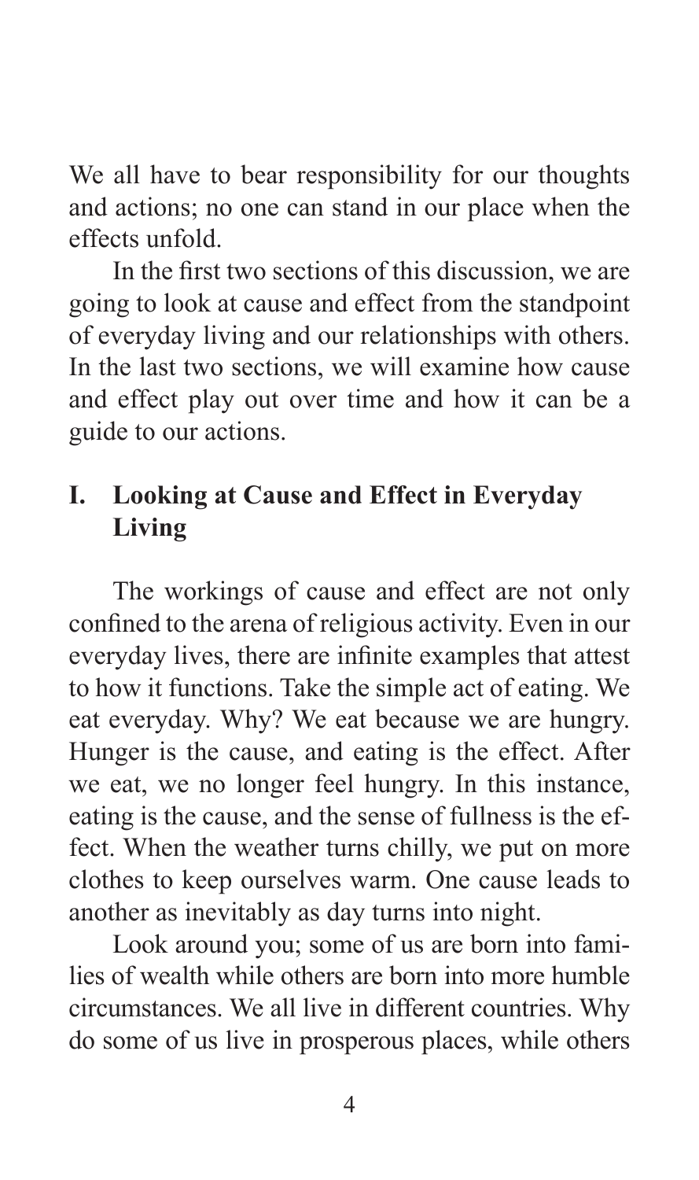We all have to bear responsibility for our thoughts and actions; no one can stand in our place when the effects unfold.

In the first two sections of this discussion, we are going to look at cause and effect from the standpoint of everyday living and our relationships with others. In the last two sections, we will examine how cause and effect play out over time and how it can be a guide to our actions.

## I. Looking at Cause and Effect in Everyday Living

The workings of cause and effect are not only confined to the arena of religious activity. Even in our everyday lives, there are infinite examples that attest to how it functions. Take the simple act of eating. We eat everyday. Why? We eat because we are hungry. Hunger is the cause, and eating is the effect. After we eat, we no longer feel hungry. In this instance, eating is the cause, and the sense of fullness is the effect. When the weather turns chilly, we put on more clothes to keep ourselves warm. One cause leads to another as inevitably as day turns into night.

Look around you; some of us are born into families of wealth while others are born into more humble circumstances. We all live in different countries. Why do some of us live in prosperous places, while others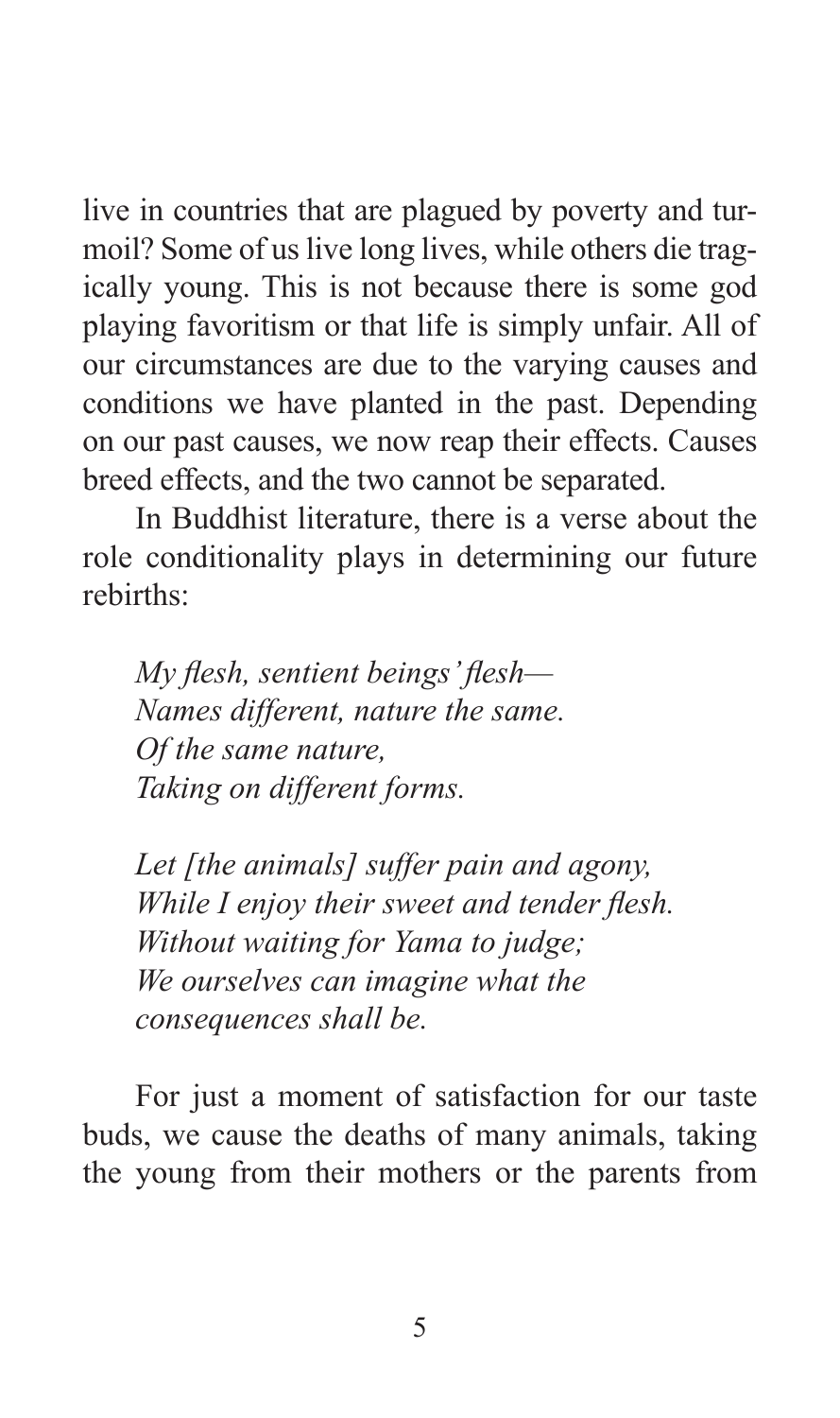live in countries that are plagued by poverty and turmoil? Some of us live long lives, while others die tragically young. This is not because there is some god playing favoritism or that life is simply unfair. All of our circumstances are due to the varying causes and conditions we have planted in the past. Depending on our past causes, we now reap their effects. Causes breed effects, and the two cannot be separated.

In Buddhist literature, there is a verse about the role conditionality plays in determining our future rebirths:

> *My flesh, sentient beings' flesh—*
> *Names different, nature the same.*
> *Of the same nature,*
> *Taking on different forms.*
>
> *Let [the animals] suffer pain and agony,*
> *While I enjoy their sweet and tender flesh.*
> *Without waiting for Yama to judge;*
> *We ourselves can imagine what the consequences shall be.*

For just a moment of satisfaction for our taste buds, we cause the deaths of many animals, taking the young from their mothers or the parents from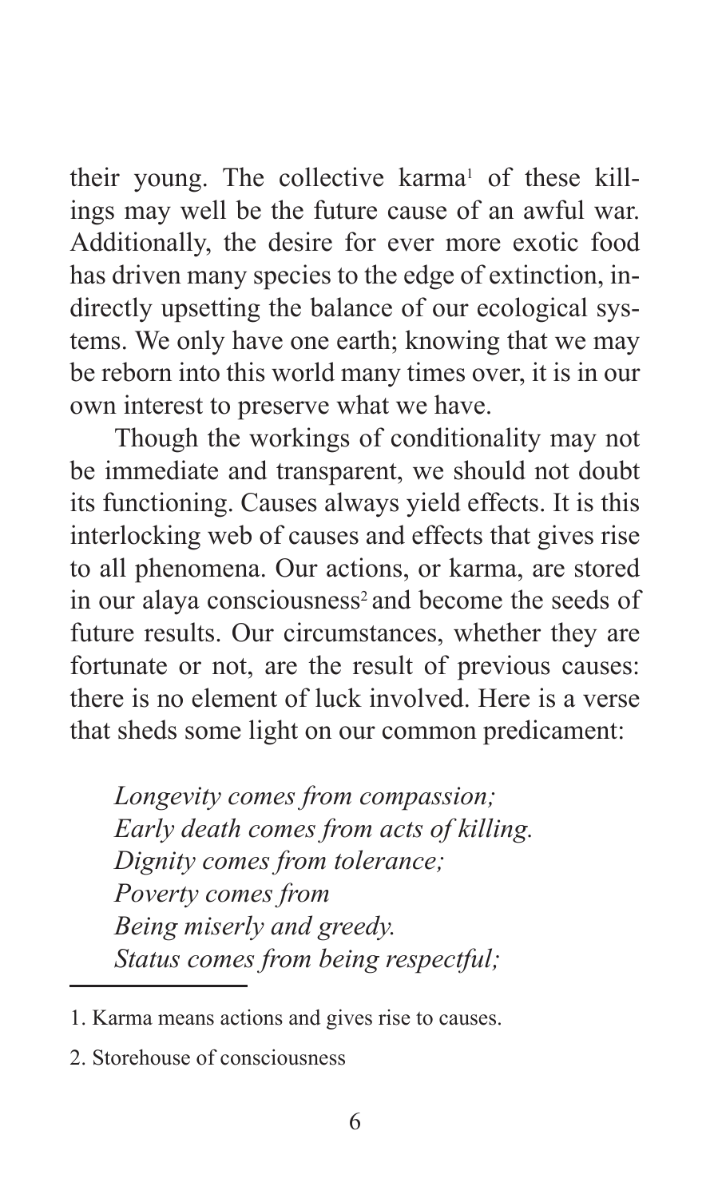their young. The collective karma[1] of these killings may well be the future cause of an awful war. Additionally, the desire for ever more exotic food has driven many species to the edge of extinction, indirectly upsetting the balance of our ecological systems. We only have one earth; knowing that we may be reborn into this world many times over, it is in our own interest to preserve what we have.

Though the workings of conditionality may not be immediate and transparent, we should not doubt its functioning. Causes always yield effects. It is this interlocking web of causes and effects that gives rise to all phenomena. Our actions, or karma, are stored in our alaya consciousness[2] and become the seeds of future results. Our circumstances, whether they are fortunate or not, are the result of previous causes: there is no element of luck involved. Here is a verse that sheds some light on our common predicament:

> *Longevity comes from compassion;*
> *Early death comes from acts of killing.*
> *Dignity comes from tolerance;*
> *Poverty comes from*
> *Being miserly and greedy.*
> *Status comes from being respectful;*

---

1. Karma means actions and gives rise to causes.

2. Storehouse of consciousness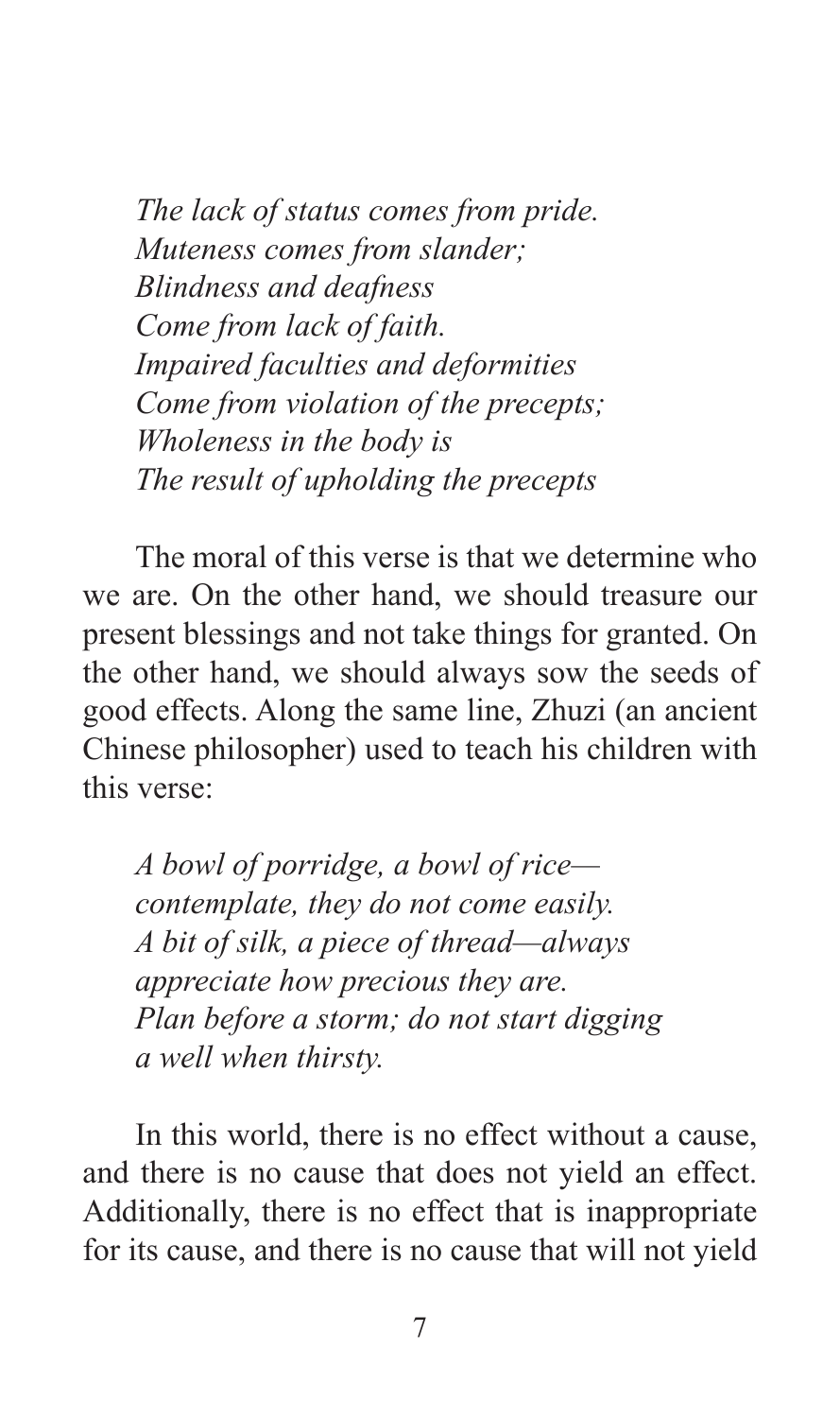*The lack of status comes from pride.*
*Muteness comes from slander;*
*Blindness and deafness*
*Come from lack of faith.*
*Impaired faculties and deformities*
*Come from violation of the precepts;*
*Wholeness in the body is*
*The result of upholding the precepts*

The moral of this verse is that we determine who we are. On the other hand, we should treasure our present blessings and not take things for granted. On the other hand, we should always sow the seeds of good effects. Along the same line, Zhuzi (an ancient Chinese philosopher) used to teach his children with this verse:

*A bowl of porridge, a bowl of rice—*
*contemplate, they do not come easily.*
*A bit of silk, a piece of thread—always*
*appreciate how precious they are.*
*Plan before a storm; do not start digging*
*a well when thirsty.*

In this world, there is no effect without a cause, and there is no cause that does not yield an effect. Additionally, there is no effect that is inappropriate for its cause, and there is no cause that will not yield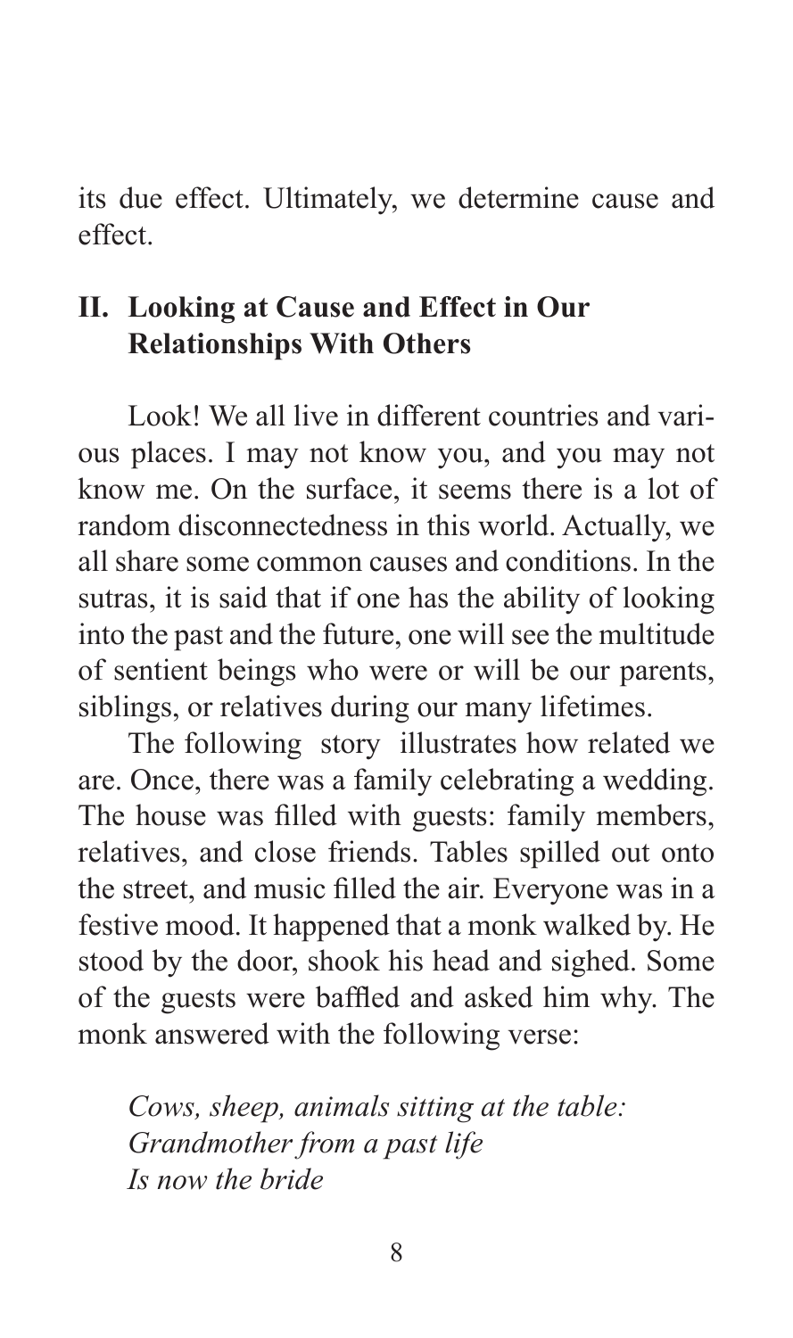its due effect. Ultimately, we determine cause and effect.

## II. Looking at Cause and Effect in Our Relationships With Others

Look! We all live in different countries and various places. I may not know you, and you may not know me. On the surface, it seems there is a lot of random disconnectedness in this world. Actually, we all share some common causes and conditions. In the sutras, it is said that if one has the ability of looking into the past and the future, one will see the multitude of sentient beings who were or will be our parents, siblings, or relatives during our many lifetimes.

The following story illustrates how related we are. Once, there was a family celebrating a wedding. The house was filled with guests: family members, relatives, and close friends. Tables spilled out onto the street, and music filled the air. Everyone was in a festive mood. It happened that a monk walked by. He stood by the door, shook his head and sighed. Some of the guests were baffled and asked him why. The monk answered with the following verse:

*Cows, sheep, animals sitting at the table:*
*Grandmother from a past life*
*Is now the bride*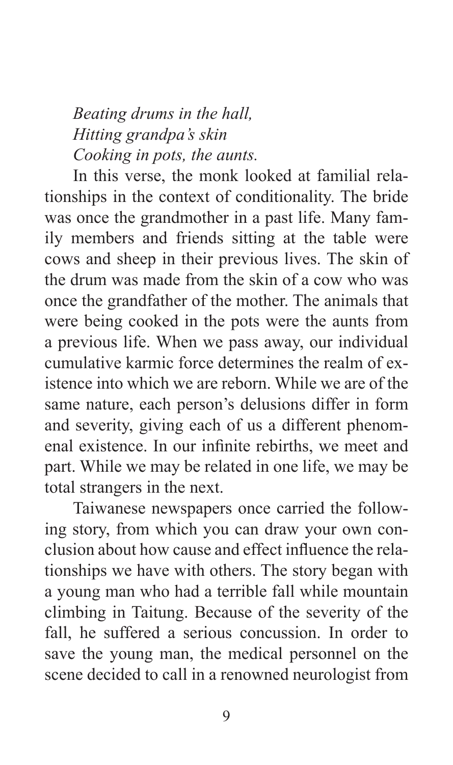*Beating drums in the hall,*
*Hitting grandpa's skin*
*Cooking in pots, the aunts.*

In this verse, the monk looked at familial relationships in the context of conditionality. The bride was once the grandmother in a past life. Many family members and friends sitting at the table were cows and sheep in their previous lives. The skin of the drum was made from the skin of a cow who was once the grandfather of the mother. The animals that were being cooked in the pots were the aunts from a previous life. When we pass away, our individual cumulative karmic force determines the realm of existence into which we are reborn. While we are of the same nature, each person's delusions differ in form and severity, giving each of us a different phenomenal existence. In our infinite rebirths, we meet and part. While we may be related in one life, we may be total strangers in the next.

Taiwanese newspapers once carried the following story, from which you can draw your own conclusion about how cause and effect influence the relationships we have with others. The story began with a young man who had a terrible fall while mountain climbing in Taitung. Because of the severity of the fall, he suffered a serious concussion. In order to save the young man, the medical personnel on the scene decided to call in a renowned neurologist from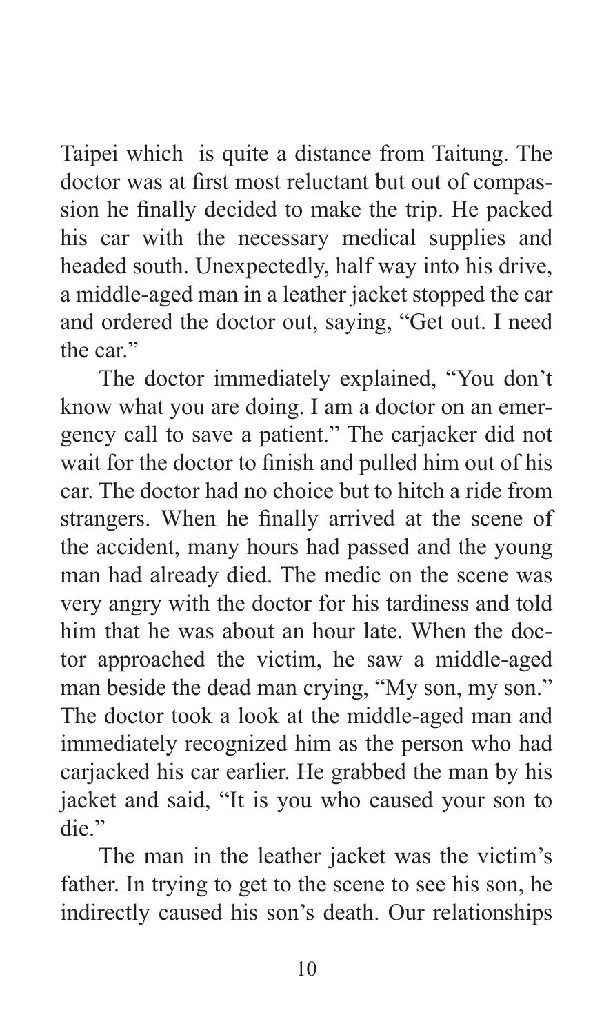Taipei which is quite a distance from Taitung. The doctor was at first most reluctant but out of compassion he finally decided to make the trip. He packed his car with the necessary medical supplies and headed south. Unexpectedly, half way into his drive, a middle-aged man in a leather jacket stopped the car and ordered the doctor out, saying, "Get out. I need the car."

The doctor immediately explained, "You don't know what you are doing. I am a doctor on an emergency call to save a patient." The carjacker did not wait for the doctor to finish and pulled him out of his car. The doctor had no choice but to hitch a ride from strangers. When he finally arrived at the scene of the accident, many hours had passed and the young man had already died. The medic on the scene was very angry with the doctor for his tardiness and told him that he was about an hour late. When the doctor approached the victim, he saw a middle-aged man beside the dead man crying, "My son, my son." The doctor took a look at the middle-aged man and immediately recognized him as the person who had carjacked his car earlier. He grabbed the man by his jacket and said, "It is you who caused your son to die."

The man in the leather jacket was the victim's father. In trying to get to the scene to see his son, he indirectly caused his son's death. Our relationships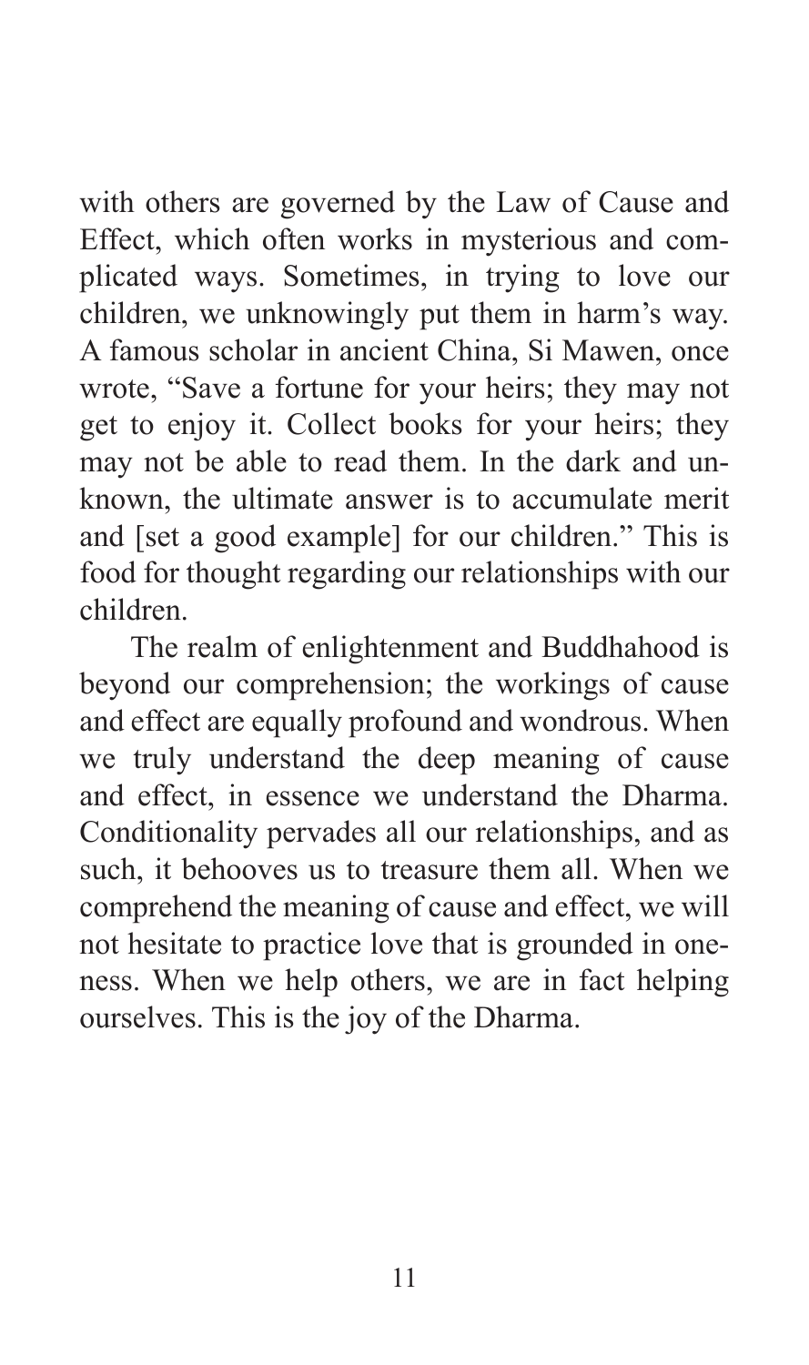with others are governed by the Law of Cause and Effect, which often works in mysterious and complicated ways. Sometimes, in trying to love our children, we unknowingly put them in harm's way. A famous scholar in ancient China, Si Mawen, once wrote, "Save a fortune for your heirs; they may not get to enjoy it. Collect books for your heirs; they may not be able to read them. In the dark and unknown, the ultimate answer is to accumulate merit and [set a good example] for our children." This is food for thought regarding our relationships with our children.

The realm of enlightenment and Buddhahood is beyond our comprehension; the workings of cause and effect are equally profound and wondrous. When we truly understand the deep meaning of cause and effect, in essence we understand the Dharma. Conditionality pervades all our relationships, and as such, it behooves us to treasure them all. When we comprehend the meaning of cause and effect, we will not hesitate to practice love that is grounded in oneness. When we help others, we are in fact helping ourselves. This is the joy of the Dharma.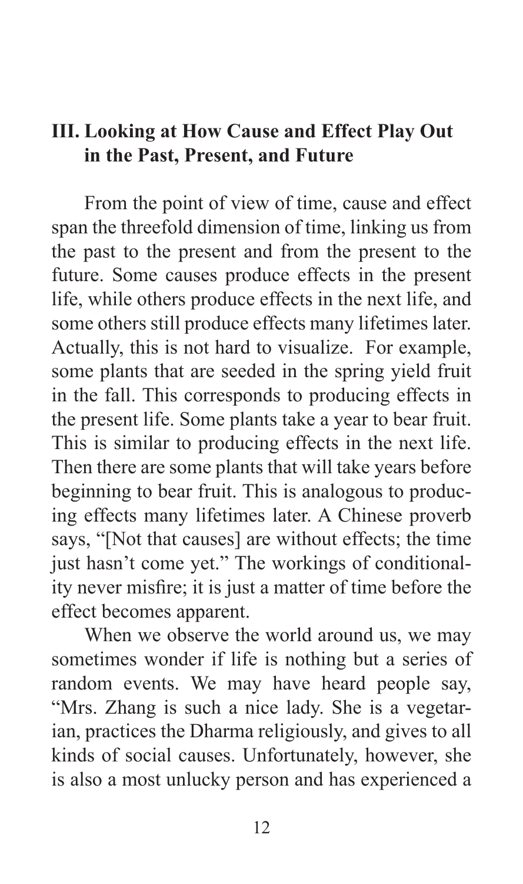## III. Looking at How Cause and Effect Play Out in the Past, Present, and Future

From the point of view of time, cause and effect span the threefold dimension of time, linking us from the past to the present and from the present to the future. Some causes produce effects in the present life, while others produce effects in the next life, and some others still produce effects many lifetimes later. Actually, this is not hard to visualize. For example, some plants that are seeded in the spring yield fruit in the fall. This corresponds to producing effects in the present life. Some plants take a year to bear fruit. This is similar to producing effects in the next life. Then there are some plants that will take years before beginning to bear fruit. This is analogous to producing effects many lifetimes later. A Chinese proverb says, "[Not that causes] are without effects; the time just hasn't come yet." The workings of conditionality never misfire; it is just a matter of time before the effect becomes apparent.

When we observe the world around us, we may sometimes wonder if life is nothing but a series of random events. We may have heard people say, "Mrs. Zhang is such a nice lady. She is a vegetarian, practices the Dharma religiously, and gives to all kinds of social causes. Unfortunately, however, she is also a most unlucky person and has experienced a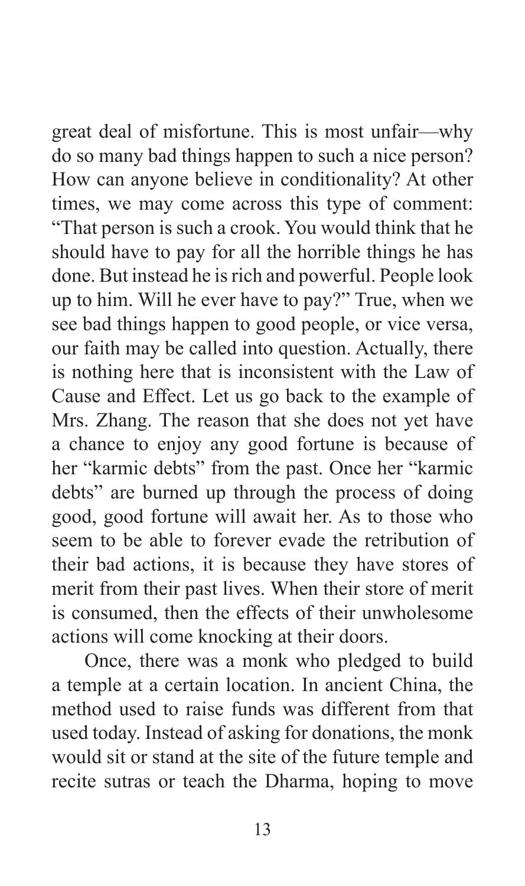great deal of misfortune. This is most unfair—why do so many bad things happen to such a nice person? How can anyone believe in conditionality? At other times, we may come across this type of comment: "That person is such a crook. You would think that he should have to pay for all the horrible things he has done. But instead he is rich and powerful. People look up to him. Will he ever have to pay?" True, when we see bad things happen to good people, or vice versa, our faith may be called into question. Actually, there is nothing here that is inconsistent with the Law of Cause and Effect. Let us go back to the example of Mrs. Zhang. The reason that she does not yet have a chance to enjoy any good fortune is because of her "karmic debts" from the past. Once her "karmic debts" are burned up through the process of doing good, good fortune will await her. As to those who seem to be able to forever evade the retribution of their bad actions, it is because they have stores of merit from their past lives. When their store of merit is consumed, then the effects of their unwholesome actions will come knocking at their doors.

Once, there was a monk who pledged to build a temple at a certain location. In ancient China, the method used to raise funds was different from that used today. Instead of asking for donations, the monk would sit or stand at the site of the future temple and recite sutras or teach the Dharma, hoping to move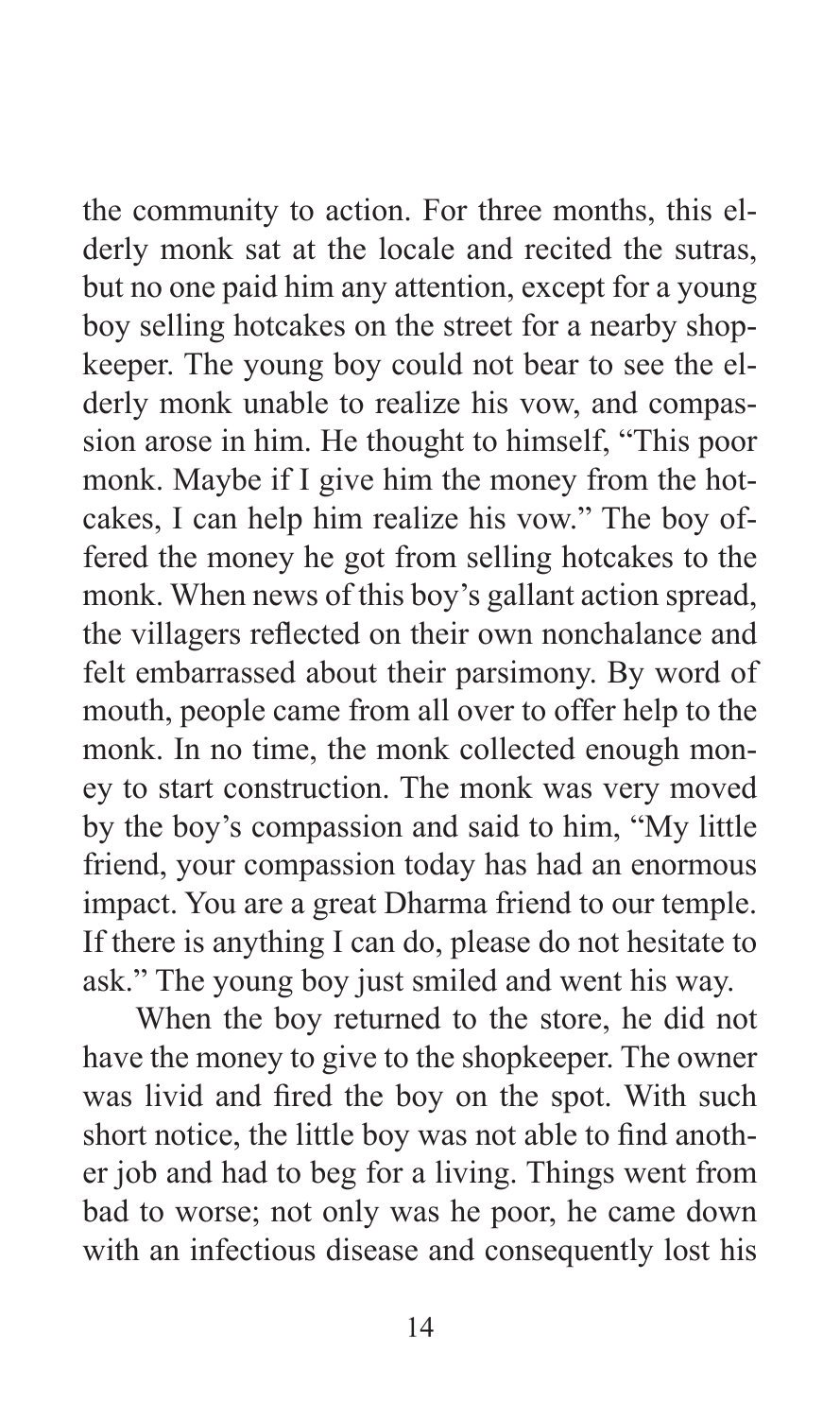the community to action. For three months, this elderly monk sat at the locale and recited the sutras, but no one paid him any attention, except for a young boy selling hotcakes on the street for a nearby shopkeeper. The young boy could not bear to see the elderly monk unable to realize his vow, and compassion arose in him. He thought to himself, "This poor monk. Maybe if I give him the money from the hotcakes, I can help him realize his vow." The boy offered the money he got from selling hotcakes to the monk. When news of this boy's gallant action spread, the villagers reflected on their own nonchalance and felt embarrassed about their parsimony. By word of mouth, people came from all over to offer help to the monk. In no time, the monk collected enough money to start construction. The monk was very moved by the boy's compassion and said to him, "My little friend, your compassion today has had an enormous impact. You are a great Dharma friend to our temple. If there is anything I can do, please do not hesitate to ask." The young boy just smiled and went his way.

When the boy returned to the store, he did not have the money to give to the shopkeeper. The owner was livid and fired the boy on the spot. With such short notice, the little boy was not able to find another job and had to beg for a living. Things went from bad to worse; not only was he poor, he came down with an infectious disease and consequently lost his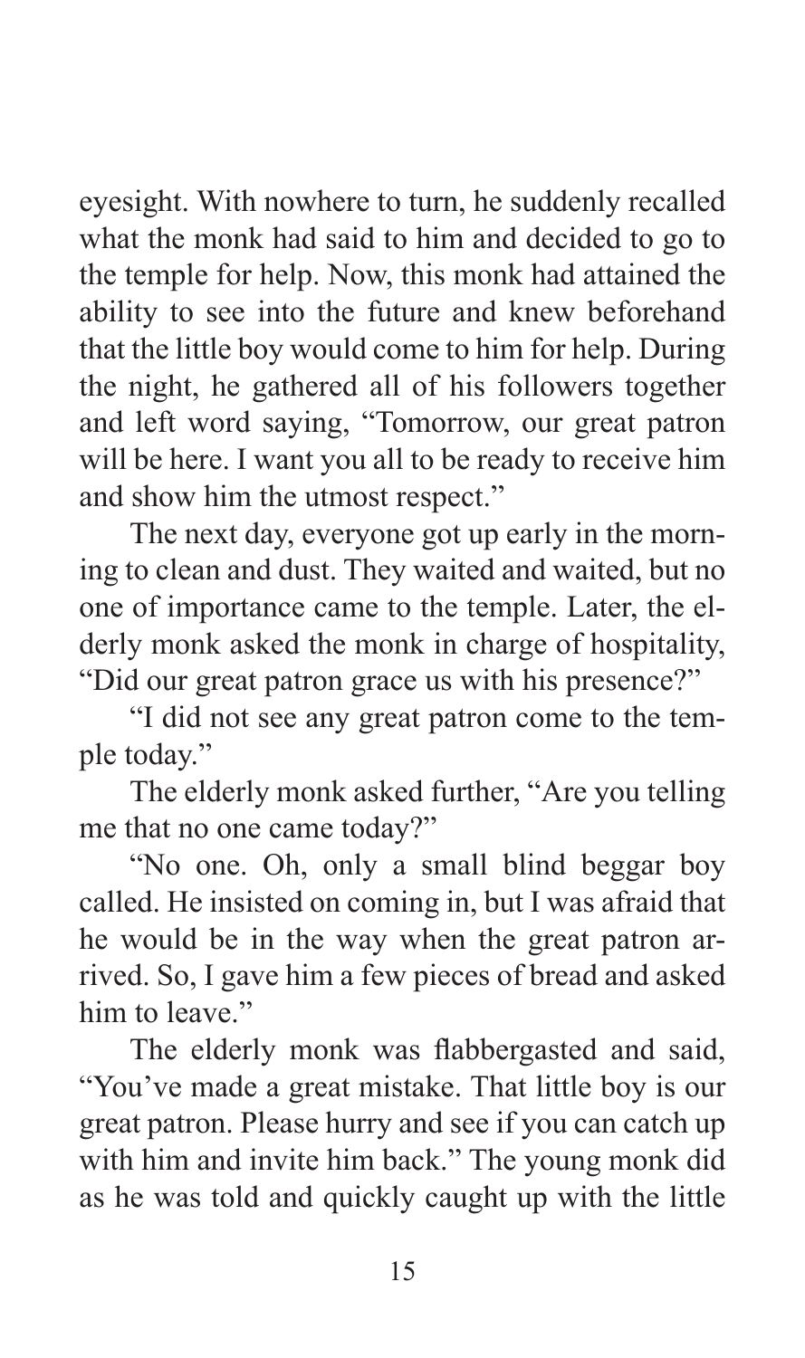eyesight. With nowhere to turn, he suddenly recalled what the monk had said to him and decided to go to the temple for help. Now, this monk had attained the ability to see into the future and knew beforehand that the little boy would come to him for help. During the night, he gathered all of his followers together and left word saying, "Tomorrow, our great patron will be here. I want you all to be ready to receive him and show him the utmost respect."

The next day, everyone got up early in the morning to clean and dust. They waited and waited, but no one of importance came to the temple. Later, the elderly monk asked the monk in charge of hospitality, "Did our great patron grace us with his presence?"

"I did not see any great patron come to the temple today."

The elderly monk asked further, "Are you telling me that no one came today?"

"No one. Oh, only a small blind beggar boy called. He insisted on coming in, but I was afraid that he would be in the way when the great patron arrived. So, I gave him a few pieces of bread and asked him to leave."

The elderly monk was flabbergasted and said, "You've made a great mistake. That little boy is our great patron. Please hurry and see if you can catch up with him and invite him back." The young monk did as he was told and quickly caught up with the little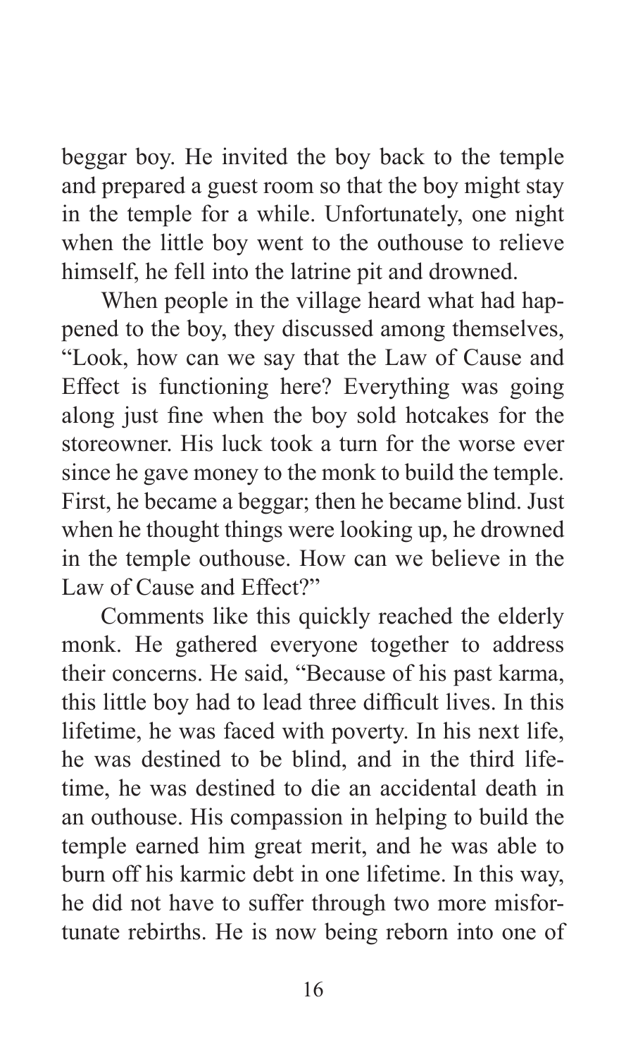beggar boy. He invited the boy back to the temple and prepared a guest room so that the boy might stay in the temple for a while. Unfortunately, one night when the little boy went to the outhouse to relieve himself, he fell into the latrine pit and drowned.

When people in the village heard what had happened to the boy, they discussed among themselves, "Look, how can we say that the Law of Cause and Effect is functioning here? Everything was going along just fine when the boy sold hotcakes for the storeowner. His luck took a turn for the worse ever since he gave money to the monk to build the temple. First, he became a beggar; then he became blind. Just when he thought things were looking up, he drowned in the temple outhouse. How can we believe in the Law of Cause and Effect?"

Comments like this quickly reached the elderly monk. He gathered everyone together to address their concerns. He said, "Because of his past karma, this little boy had to lead three difficult lives. In this lifetime, he was faced with poverty. In his next life, he was destined to be blind, and in the third lifetime, he was destined to die an accidental death in an outhouse. His compassion in helping to build the temple earned him great merit, and he was able to burn off his karmic debt in one lifetime. In this way, he did not have to suffer through two more misfortunate rebirths. He is now being reborn into one of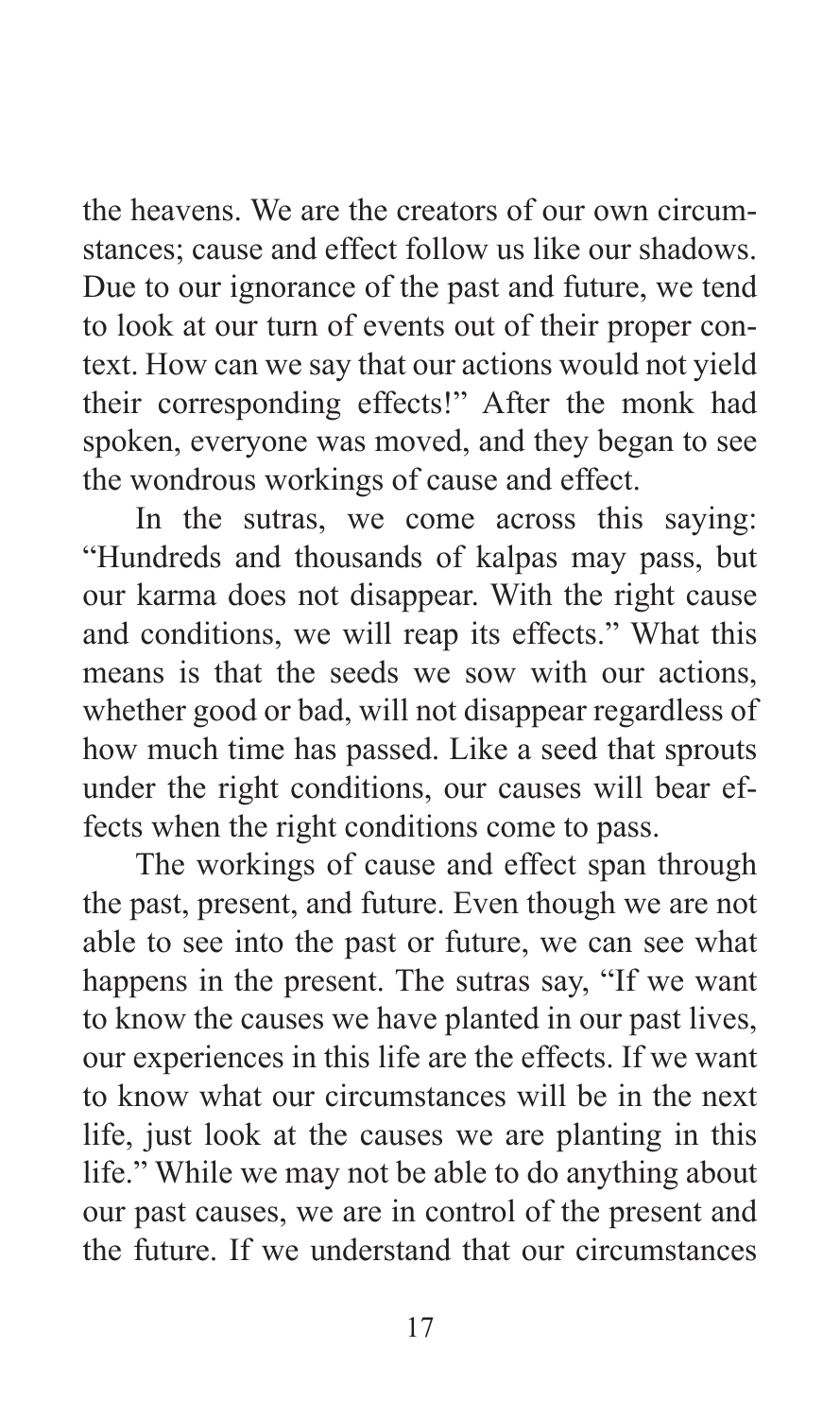the heavens. We are the creators of our own circumstances; cause and effect follow us like our shadows. Due to our ignorance of the past and future, we tend to look at our turn of events out of their proper context. How can we say that our actions would not yield their corresponding effects!" After the monk had spoken, everyone was moved, and they began to see the wondrous workings of cause and effect.

In the sutras, we come across this saying: "Hundreds and thousands of kalpas may pass, but our karma does not disappear. With the right cause and conditions, we will reap its effects." What this means is that the seeds we sow with our actions, whether good or bad, will not disappear regardless of how much time has passed. Like a seed that sprouts under the right conditions, our causes will bear effects when the right conditions come to pass.

The workings of cause and effect span through the past, present, and future. Even though we are not able to see into the past or future, we can see what happens in the present. The sutras say, "If we want to know the causes we have planted in our past lives, our experiences in this life are the effects. If we want to know what our circumstances will be in the next life, just look at the causes we are planting in this life." While we may not be able to do anything about our past causes, we are in control of the present and the future. If we understand that our circumstances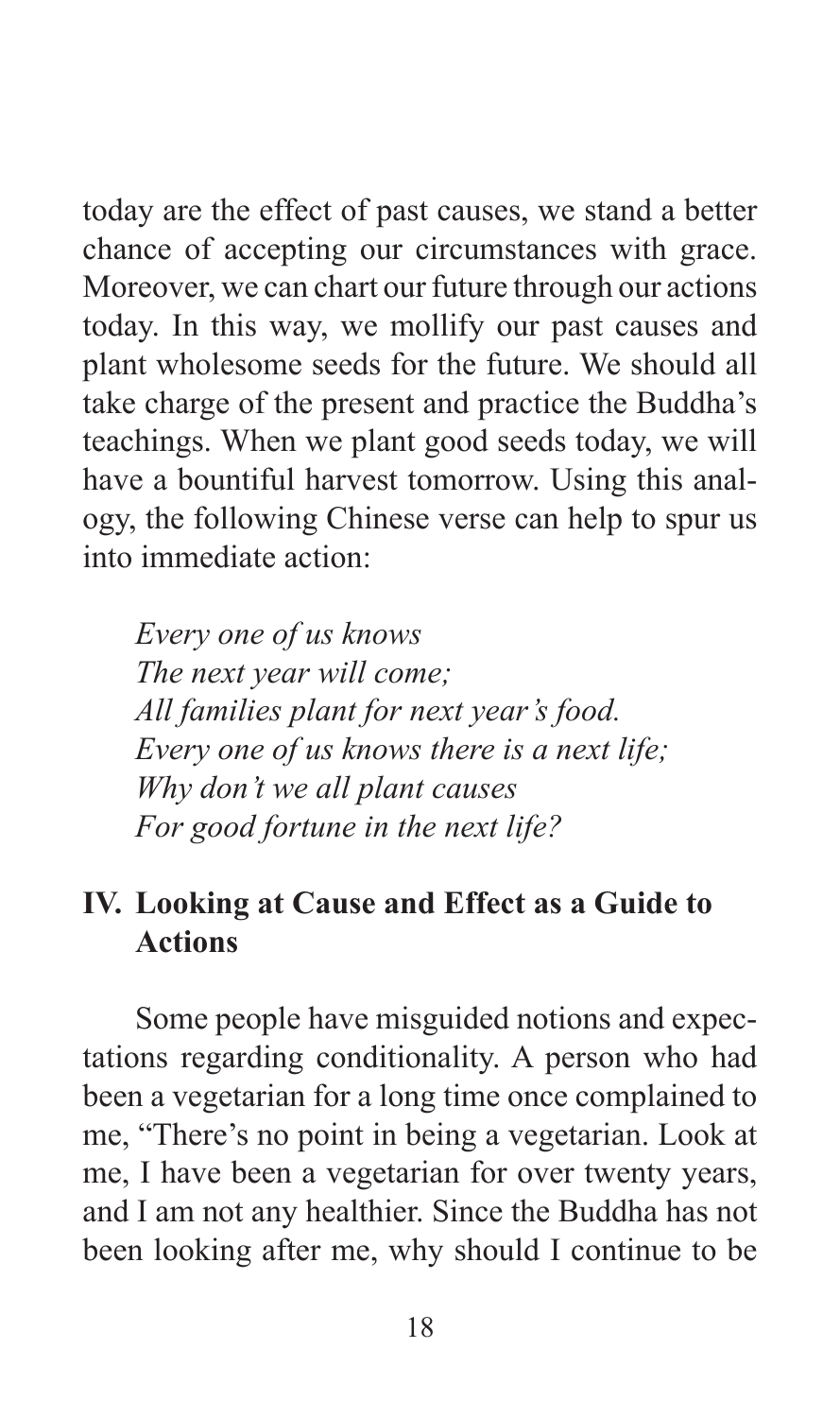today are the effect of past causes, we stand a better chance of accepting our circumstances with grace. Moreover, we can chart our future through our actions today. In this way, we mollify our past causes and plant wholesome seeds for the future. We should all take charge of the present and practice the Buddha's teachings. When we plant good seeds today, we will have a bountiful harvest tomorrow. Using this analogy, the following Chinese verse can help to spur us into immediate action:

> *Every one of us knows*
> *The next year will come;*
> *All families plant for next year's food.*
> *Every one of us knows there is a next life;*
> *Why don't we all plant causes*
> *For good fortune in the next life?*

## IV. Looking at Cause and Effect as a Guide to Actions

Some people have misguided notions and expectations regarding conditionality. A person who had been a vegetarian for a long time once complained to me, "There's no point in being a vegetarian. Look at me, I have been a vegetarian for over twenty years, and I am not any healthier. Since the Buddha has not been looking after me, why should I continue to be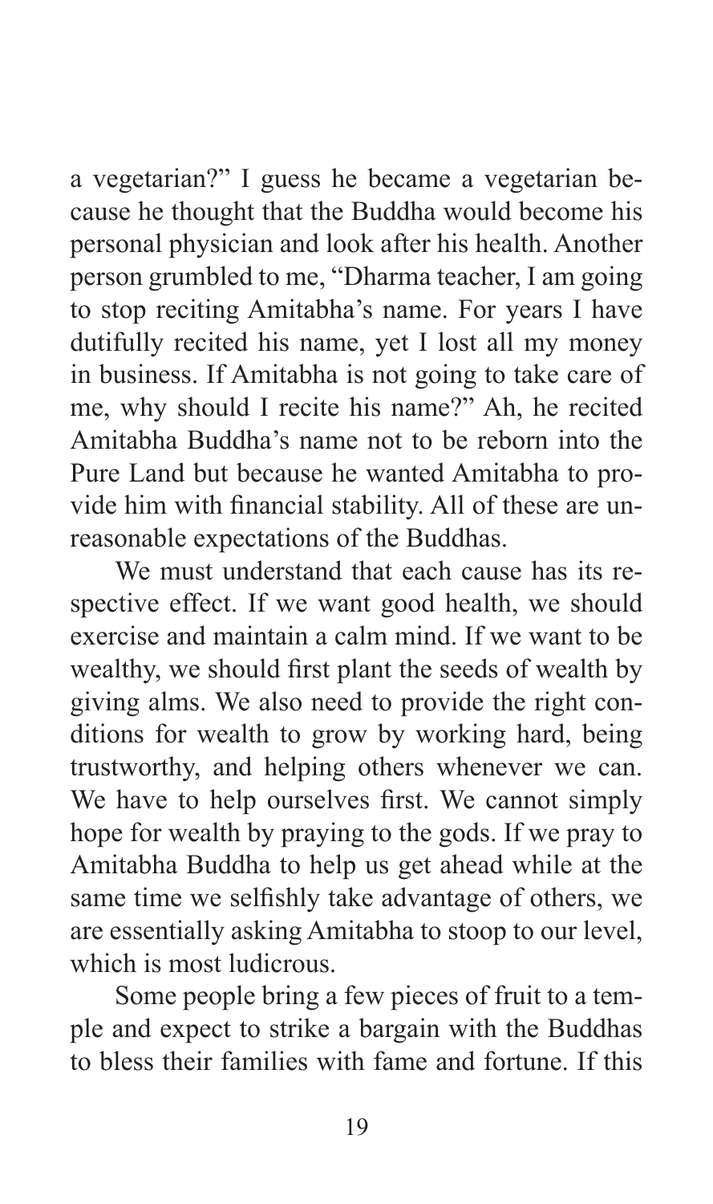a vegetarian?" I guess he became a vegetarian because he thought that the Buddha would become his personal physician and look after his health. Another person grumbled to me, "Dharma teacher, I am going to stop reciting Amitabha's name. For years I have dutifully recited his name, yet I lost all my money in business. If Amitabha is not going to take care of me, why should I recite his name?" Ah, he recited Amitabha Buddha's name not to be reborn into the Pure Land but because he wanted Amitabha to provide him with financial stability. All of these are unreasonable expectations of the Buddhas.

We must understand that each cause has its respective effect. If we want good health, we should exercise and maintain a calm mind. If we want to be wealthy, we should first plant the seeds of wealth by giving alms. We also need to provide the right conditions for wealth to grow by working hard, being trustworthy, and helping others whenever we can. We have to help ourselves first. We cannot simply hope for wealth by praying to the gods. If we pray to Amitabha Buddha to help us get ahead while at the same time we selfishly take advantage of others, we are essentially asking Amitabha to stoop to our level, which is most ludicrous.

Some people bring a few pieces of fruit to a temple and expect to strike a bargain with the Buddhas to bless their families with fame and fortune. If this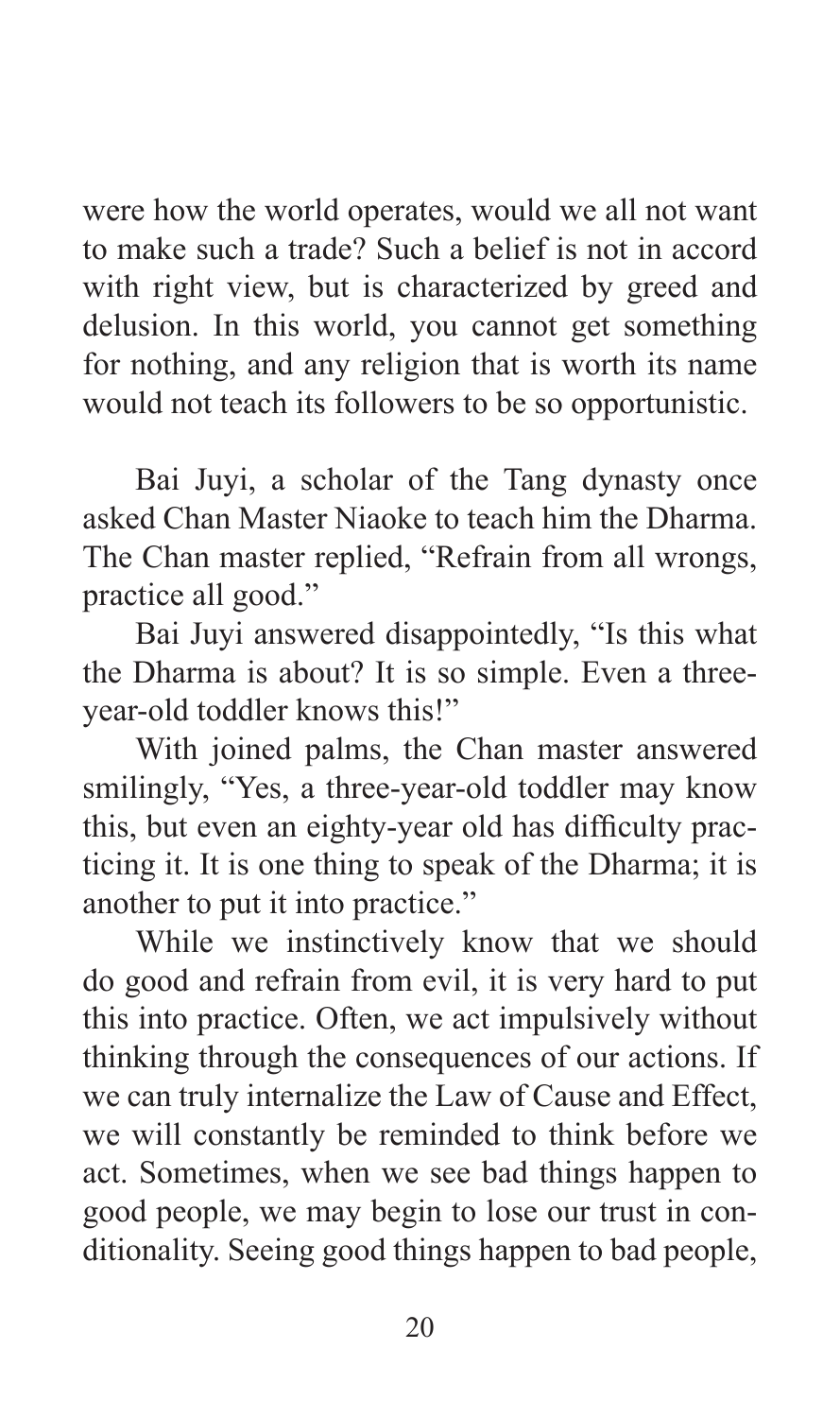were how the world operates, would we all not want to make such a trade? Such a belief is not in accord with right view, but is characterized by greed and delusion. In this world, you cannot get something for nothing, and any religion that is worth its name would not teach its followers to be so opportunistic.

Bai Juyi, a scholar of the Tang dynasty once asked Chan Master Niaoke to teach him the Dharma. The Chan master replied, "Refrain from all wrongs, practice all good."

Bai Juyi answered disappointedly, "Is this what the Dharma is about? It is so simple. Even a three-year-old toddler knows this!"

With joined palms, the Chan master answered smilingly, "Yes, a three-year-old toddler may know this, but even an eighty-year old has difficulty practicing it. It is one thing to speak of the Dharma; it is another to put it into practice."

While we instinctively know that we should do good and refrain from evil, it is very hard to put this into practice. Often, we act impulsively without thinking through the consequences of our actions. If we can truly internalize the Law of Cause and Effect, we will constantly be reminded to think before we act. Sometimes, when we see bad things happen to good people, we may begin to lose our trust in conditionality. Seeing good things happen to bad people,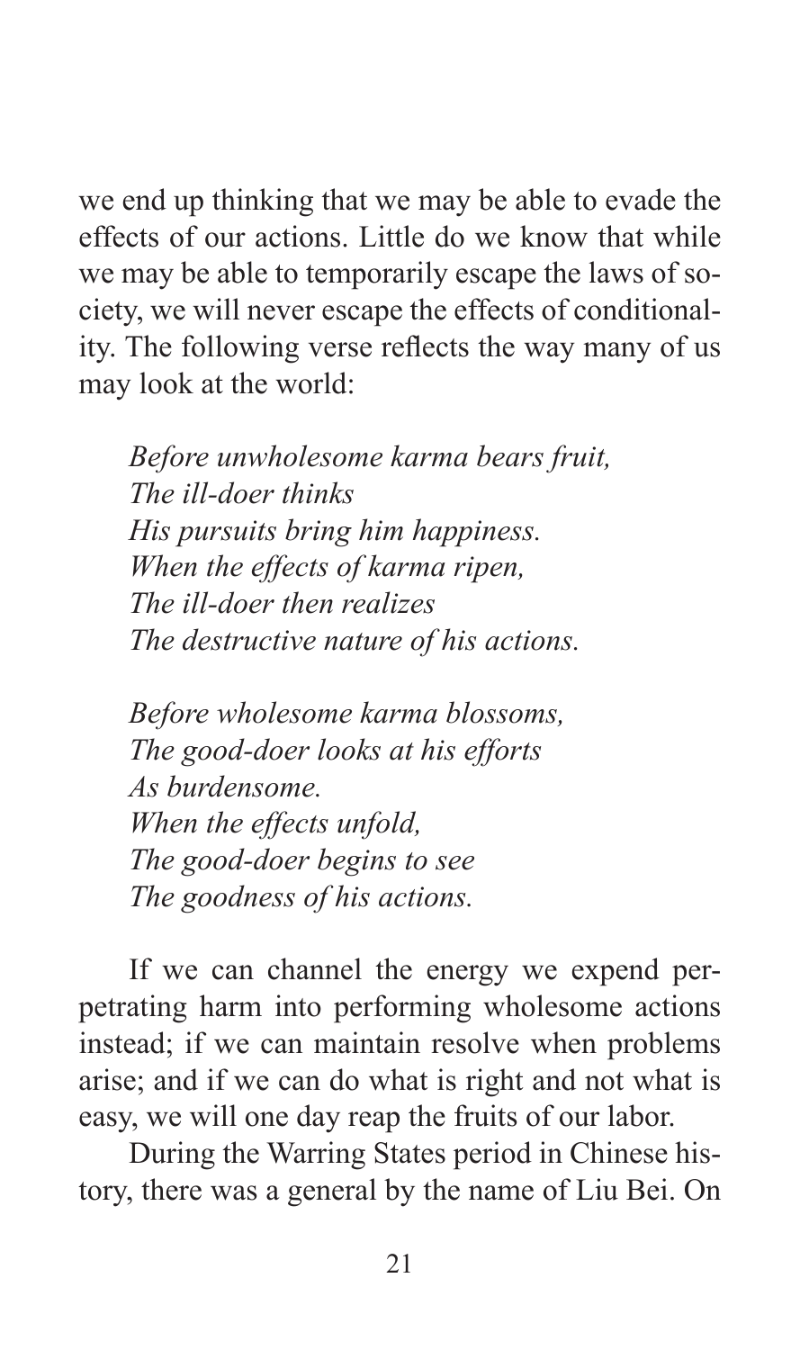we end up thinking that we may be able to evade the effects of our actions. Little do we know that while we may be able to temporarily escape the laws of society, we will never escape the effects of conditionality. The following verse reflects the way many of us may look at the world:

*Before unwholesome karma bears fruit,*
*The ill-doer thinks*
*His pursuits bring him happiness.*
*When the effects of karma ripen,*
*The ill-doer then realizes*
*The destructive nature of his actions.*

*Before wholesome karma blossoms,*
*The good-doer looks at his efforts*
*As burdensome.*
*When the effects unfold,*
*The good-doer begins to see*
*The goodness of his actions.*

If we can channel the energy we expend perpetrating harm into performing wholesome actions instead; if we can maintain resolve when problems arise; and if we can do what is right and not what is easy, we will one day reap the fruits of our labor.

During the Warring States period in Chinese history, there was a general by the name of Liu Bei. On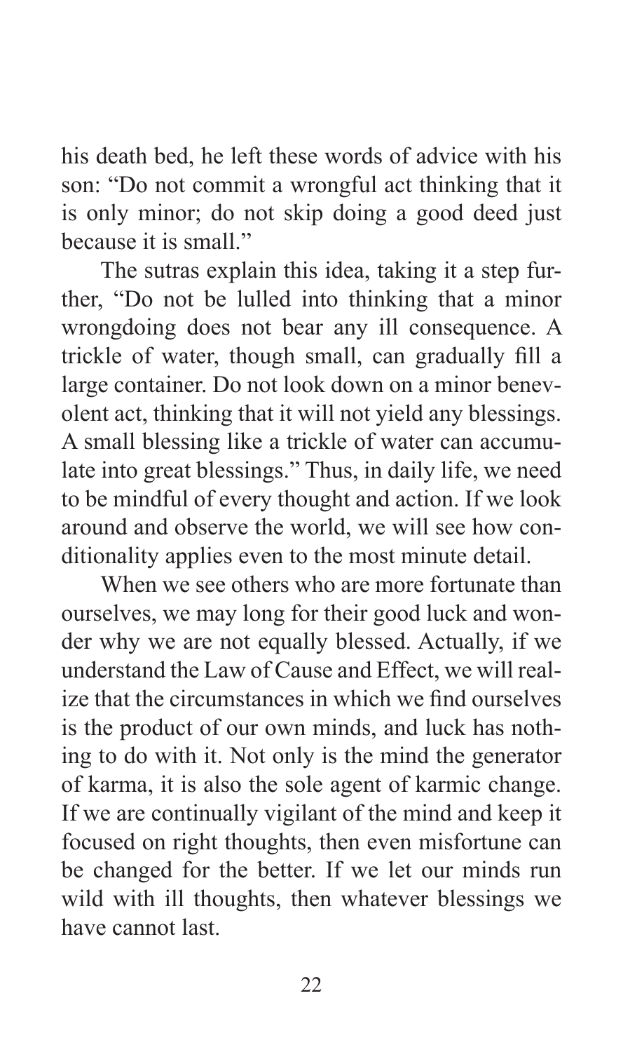his death bed, he left these words of advice with his son: "Do not commit a wrongful act thinking that it is only minor; do not skip doing a good deed just because it is small."

The sutras explain this idea, taking it a step further, "Do not be lulled into thinking that a minor wrongdoing does not bear any ill consequence. A trickle of water, though small, can gradually fill a large container. Do not look down on a minor benevolent act, thinking that it will not yield any blessings. A small blessing like a trickle of water can accumulate into great blessings." Thus, in daily life, we need to be mindful of every thought and action. If we look around and observe the world, we will see how conditionality applies even to the most minute detail.

When we see others who are more fortunate than ourselves, we may long for their good luck and wonder why we are not equally blessed. Actually, if we understand the Law of Cause and Effect, we will realize that the circumstances in which we find ourselves is the product of our own minds, and luck has nothing to do with it. Not only is the mind the generator of karma, it is also the sole agent of karmic change. If we are continually vigilant of the mind and keep it focused on right thoughts, then even misfortune can be changed for the better. If we let our minds run wild with ill thoughts, then whatever blessings we have cannot last.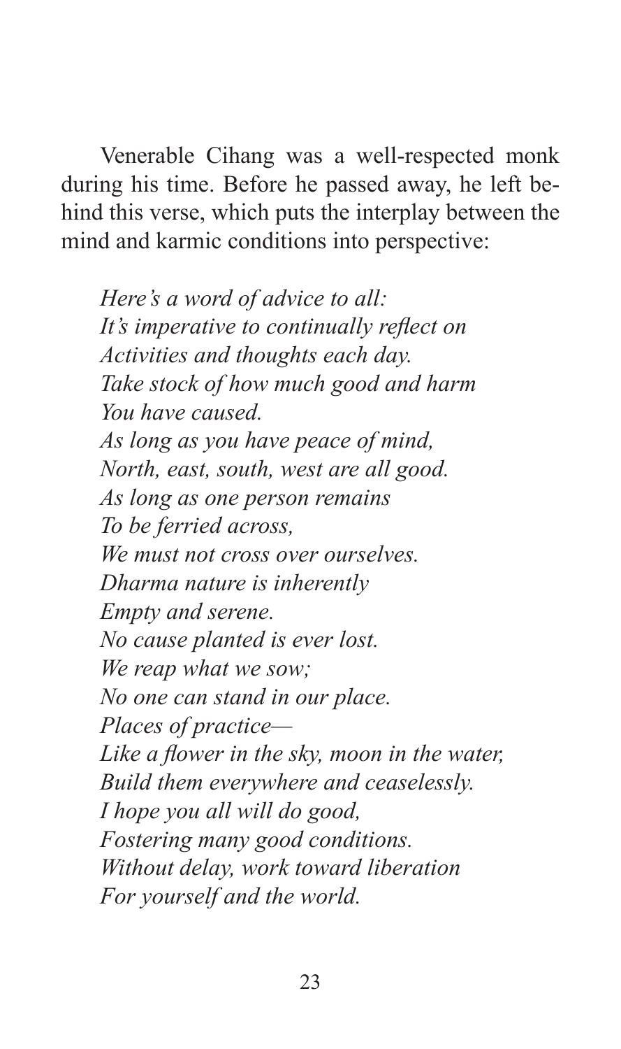Venerable Cihang was a well-respected monk during his time. Before he passed away, he left behind this verse, which puts the interplay between the mind and karmic conditions into perspective:

> *Here's a word of advice to all:*
> *It's imperative to continually reflect on*
> *Activities and thoughts each day.*
> *Take stock of how much good and harm*
> *You have caused.*
> *As long as you have peace of mind,*
> *North, east, south, west are all good.*
> *As long as one person remains*
> *To be ferried across,*
> *We must not cross over ourselves.*
> *Dharma nature is inherently*
> *Empty and serene.*
> *No cause planted is ever lost.*
> *We reap what we sow;*
> *No one can stand in our place.*
> *Places of practice—*
> *Like a flower in the sky, moon in the water,*
> *Build them everywhere and ceaselessly.*
> *I hope you all will do good,*
> *Fostering many good conditions.*
> *Without delay, work toward liberation*
> *For yourself and the world.*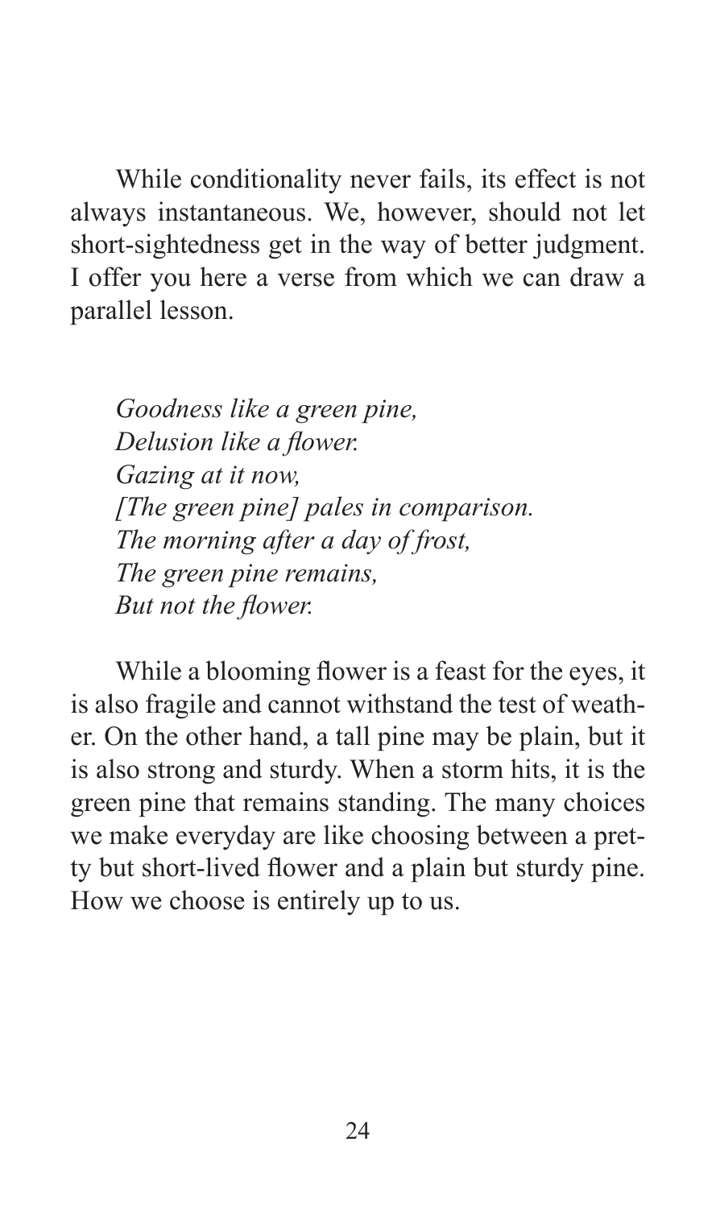While conditionality never fails, its effect is not always instantaneous. We, however, should not let short-sightedness get in the way of better judgment. I offer you here a verse from which we can draw a parallel lesson.

*Goodness like a green pine,*
*Delusion like a flower.*
*Gazing at it now,*
*[The green pine] pales in comparison.*
*The morning after a day of frost,*
*The green pine remains,*
*But not the flower.*

While a blooming flower is a feast for the eyes, it is also fragile and cannot withstand the test of weather. On the other hand, a tall pine may be plain, but it is also strong and sturdy. When a storm hits, it is the green pine that remains standing. The many choices we make everyday are like choosing between a pretty but short-lived flower and a plain but sturdy pine. How we choose is entirely up to us.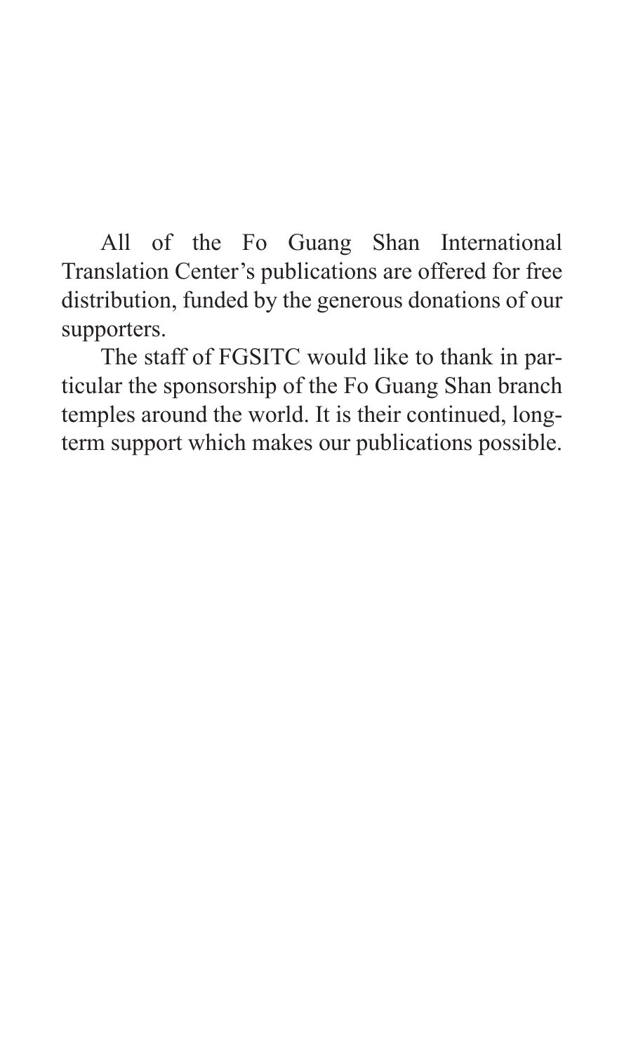All of the Fo Guang Shan International Translation Center's publications are offered for free distribution, funded by the generous donations of our supporters.

The staff of FGSITC would like to thank in particular the sponsorship of the Fo Guang Shan branch temples around the world. It is their continued, long-term support which makes our publications possible.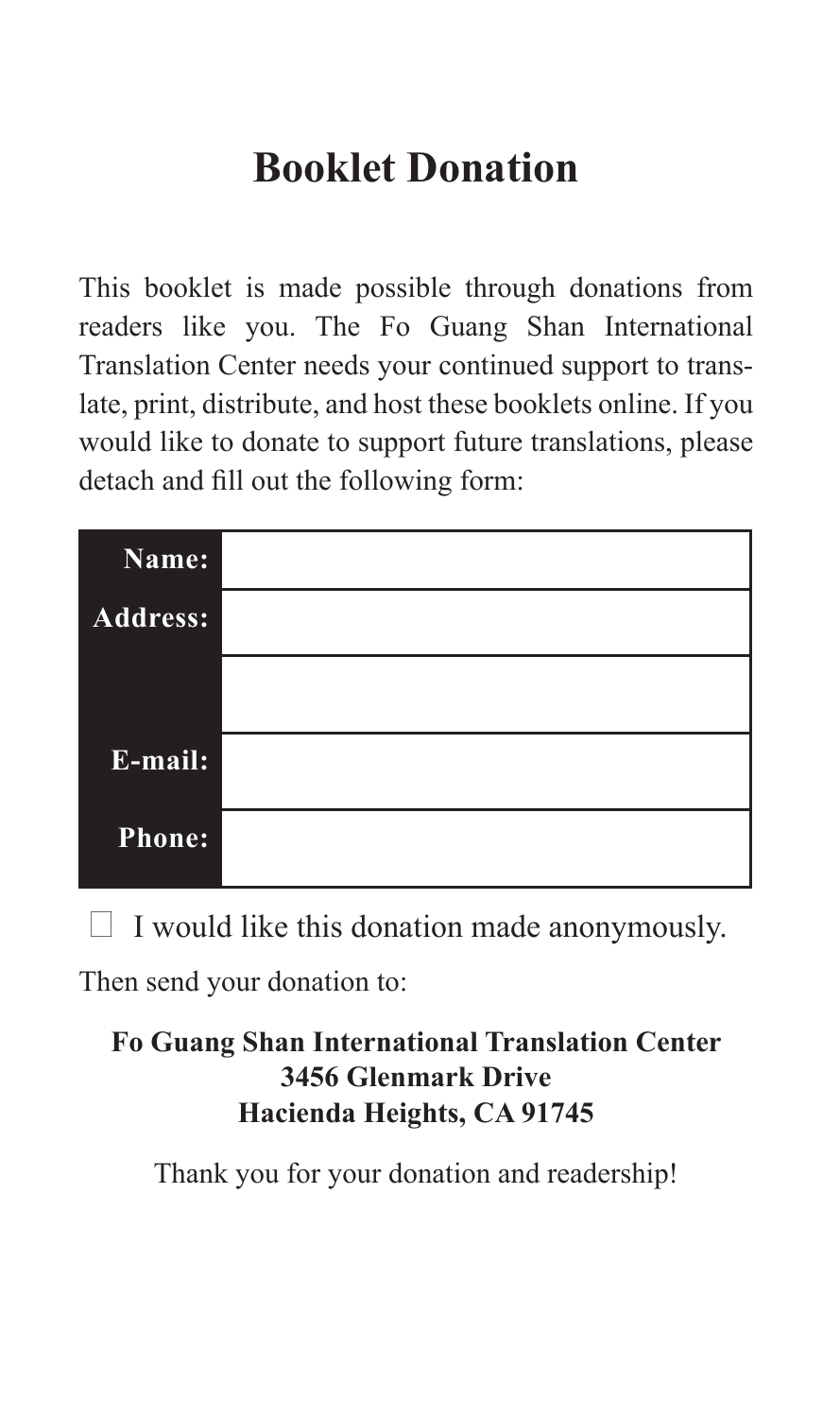# Booklet Donation

This booklet is made possible through donations from readers like you. The Fo Guang Shan International Translation Center needs your continued support to translate, print, distribute, and host these booklets online. If you would like to donate to support future translations, please detach and fill out the following form:

| | |
|---|---|
| **Name:** | |
| **Address:** | |
| | |
| **E-mail:** | |
| **Phone:** | |

☐ I would like this donation made anonymously.

Then send your donation to:

**Fo Guang Shan International Translation Center**
**3456 Glenmark Drive**
**Hacienda Heights, CA 91745**

Thank you for your donation and readership!